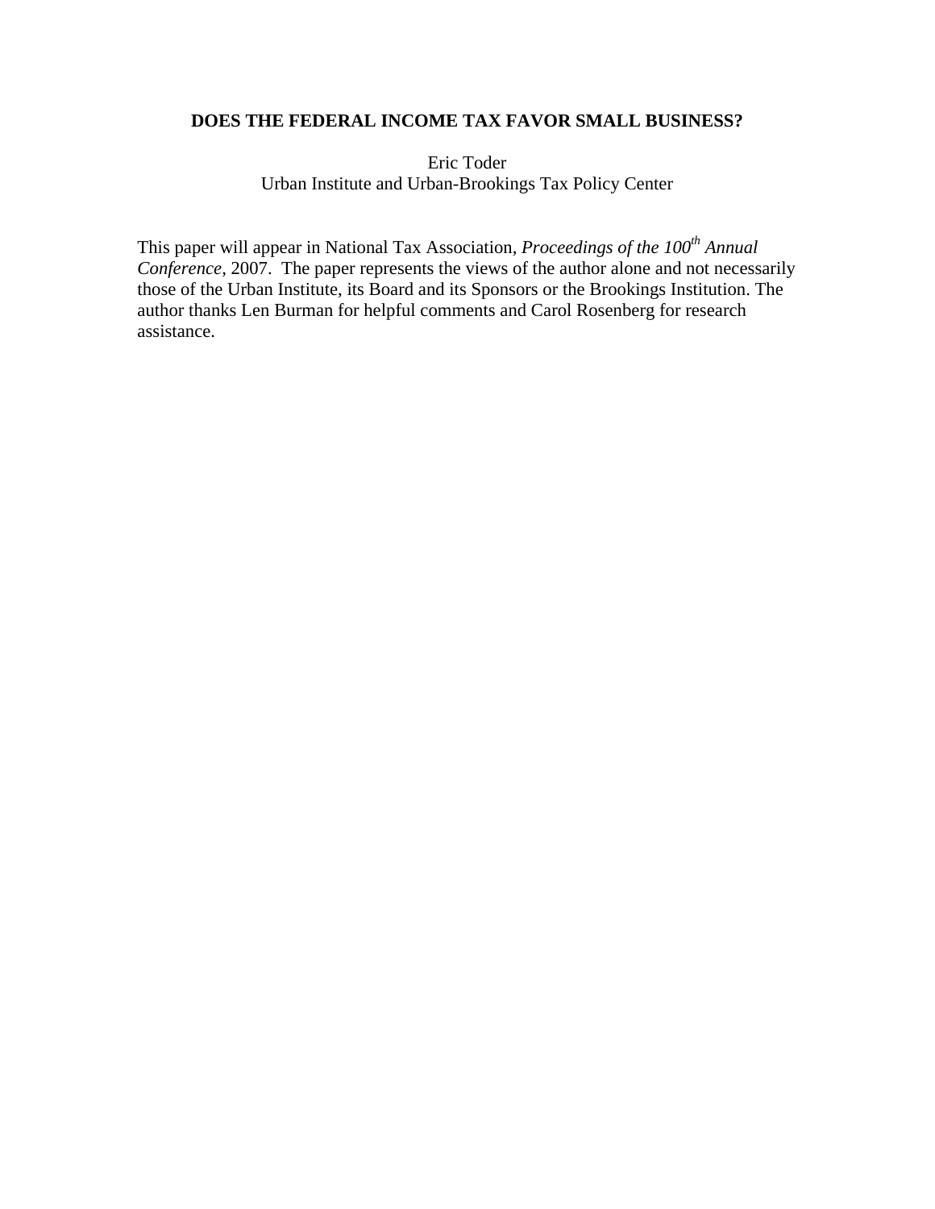# DOES THE FEDERAL INCOME TAX FAVOR SMALL BUSINESS?

Eric Toder
Urban Institute and Urban-Brookings Tax Policy Center

This paper will appear in National Tax Association, *Proceedings of the 100th Annual Conference,* 2007. The paper represents the views of the author alone and not necessarily those of the Urban Institute, its Board and its Sponsors or the Brookings Institution. The author thanks Len Burman for helpful comments and Carol Rosenberg for research assistance.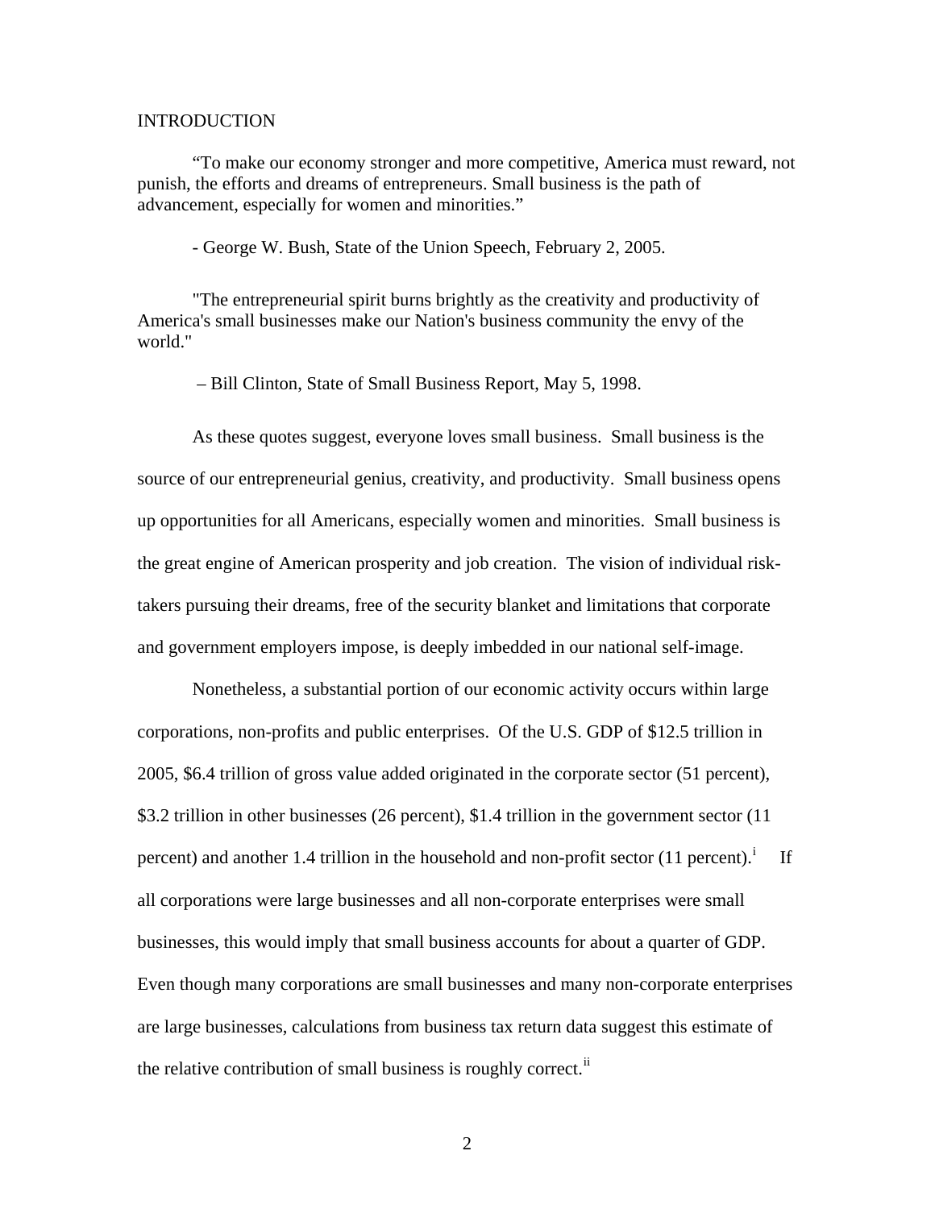## INTRODUCTION

"To make our economy stronger and more competitive, America must reward, not punish, the efforts and dreams of entrepreneurs. Small business is the path of advancement, especially for women and minorities."

- George W. Bush, State of the Union Speech, February 2, 2005.

"The entrepreneurial spirit burns brightly as the creativity and productivity of America's small businesses make our Nation's business community the envy of the world."

– Bill Clinton, State of Small Business Report, May 5, 1998.

As these quotes suggest, everyone loves small business. Small business is the source of our entrepreneurial genius, creativity, and productivity. Small business opens up opportunities for all Americans, especially women and minorities. Small business is the great engine of American prosperity and job creation. The vision of individual risk-takers pursuing their dreams, free of the security blanket and limitations that corporate and government employers impose, is deeply imbedded in our national self-image.

Nonetheless, a substantial portion of our economic activity occurs within large corporations, non-profits and public enterprises. Of the U.S. GDP of $12.5 trillion in 2005, $6.4 trillion of gross value added originated in the corporate sector (51 percent), $3.2 trillion in other businesses (26 percent), $1.4 trillion in the government sector (11 percent) and another 1.4 trillion in the household and non-profit sector (11 percent).[i] If all corporations were large businesses and all non-corporate enterprises were small businesses, this would imply that small business accounts for about a quarter of GDP. Even though many corporations are small businesses and many non-corporate enterprises are large businesses, calculations from business tax return data suggest this estimate of the relative contribution of small business is roughly correct.[ii]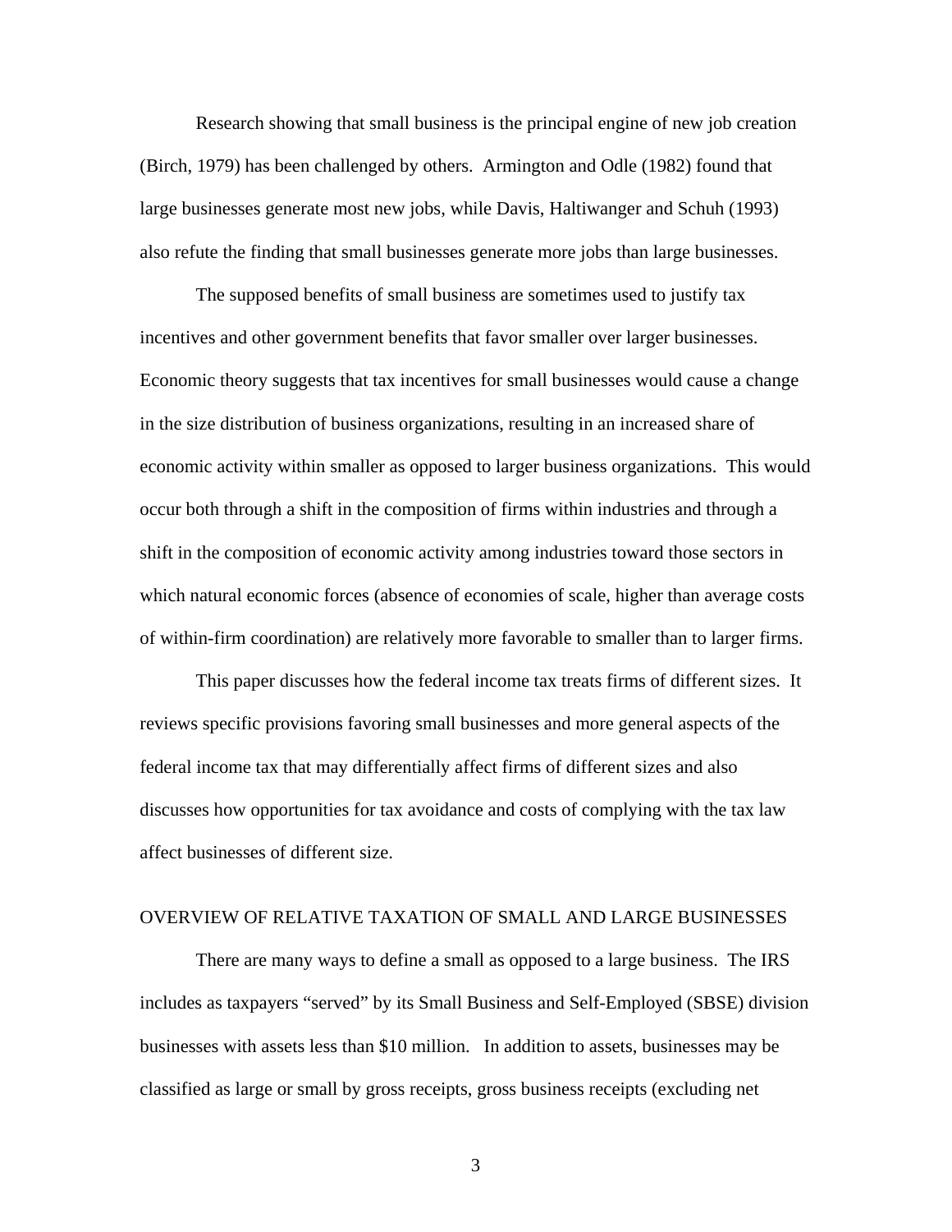Research showing that small business is the principal engine of new job creation (Birch, 1979) has been challenged by others. Armington and Odle (1982) found that large businesses generate most new jobs, while Davis, Haltiwanger and Schuh (1993) also refute the finding that small businesses generate more jobs than large businesses.

The supposed benefits of small business are sometimes used to justify tax incentives and other government benefits that favor smaller over larger businesses. Economic theory suggests that tax incentives for small businesses would cause a change in the size distribution of business organizations, resulting in an increased share of economic activity within smaller as opposed to larger business organizations. This would occur both through a shift in the composition of firms within industries and through a shift in the composition of economic activity among industries toward those sectors in which natural economic forces (absence of economies of scale, higher than average costs of within-firm coordination) are relatively more favorable to smaller than to larger firms.

This paper discusses how the federal income tax treats firms of different sizes. It reviews specific provisions favoring small businesses and more general aspects of the federal income tax that may differentially affect firms of different sizes and also discusses how opportunities for tax avoidance and costs of complying with the tax law affect businesses of different size.

## OVERVIEW OF RELATIVE TAXATION OF SMALL AND LARGE BUSINESSES

There are many ways to define a small as opposed to a large business. The IRS includes as taxpayers "served" by its Small Business and Self-Employed (SBSE) division businesses with assets less than $10 million. In addition to assets, businesses may be classified as large or small by gross receipts, gross business receipts (excluding net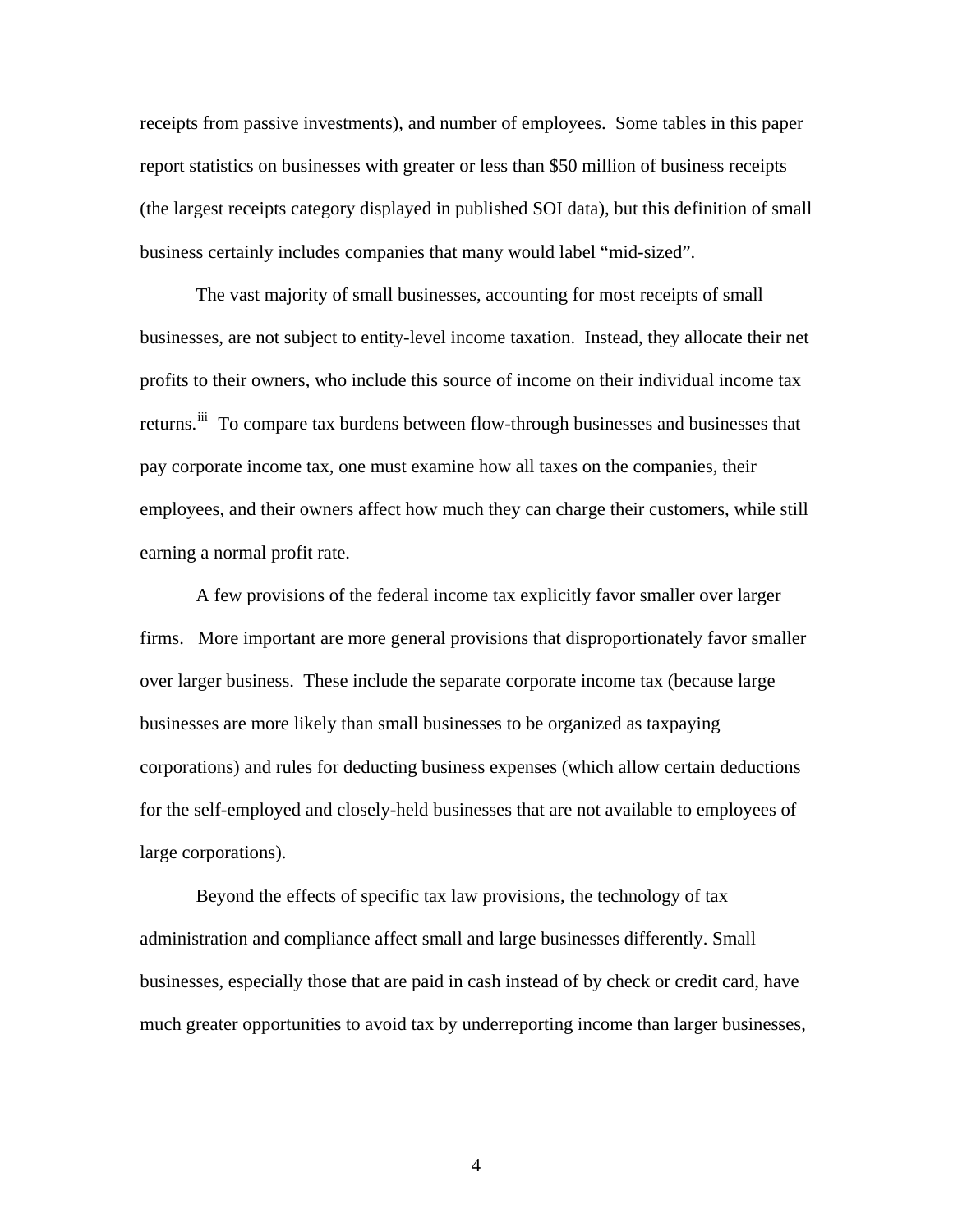receipts from passive investments), and number of employees. Some tables in this paper report statistics on businesses with greater or less than $50 million of business receipts (the largest receipts category displayed in published SOI data), but this definition of small business certainly includes companies that many would label "mid-sized".

The vast majority of small businesses, accounting for most receipts of small businesses, are not subject to entity-level income taxation. Instead, they allocate their net profits to their owners, who include this source of income on their individual income tax returns.[iii] To compare tax burdens between flow-through businesses and businesses that pay corporate income tax, one must examine how all taxes on the companies, their employees, and their owners affect how much they can charge their customers, while still earning a normal profit rate.

A few provisions of the federal income tax explicitly favor smaller over larger firms. More important are more general provisions that disproportionately favor smaller over larger business. These include the separate corporate income tax (because large businesses are more likely than small businesses to be organized as taxpaying corporations) and rules for deducting business expenses (which allow certain deductions for the self-employed and closely-held businesses that are not available to employees of large corporations).

Beyond the effects of specific tax law provisions, the technology of tax administration and compliance affect small and large businesses differently. Small businesses, especially those that are paid in cash instead of by check or credit card, have much greater opportunities to avoid tax by underreporting income than larger businesses,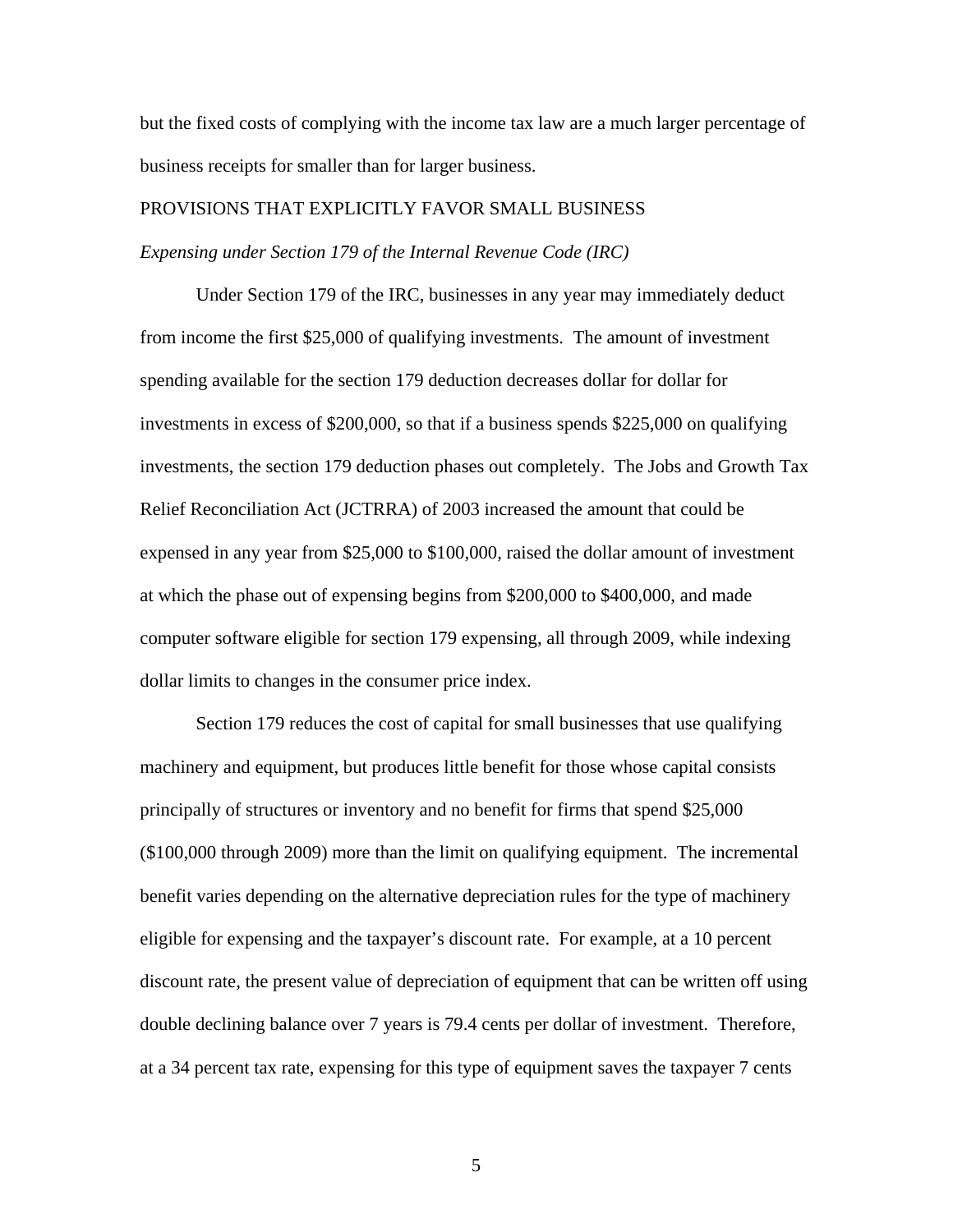but the fixed costs of complying with the income tax law are a much larger percentage of business receipts for smaller than for larger business.

## PROVISIONS THAT EXPLICITLY FAVOR SMALL BUSINESS

### *Expensing under Section 179 of the Internal Revenue Code (IRC)*

Under Section 179 of the IRC, businesses in any year may immediately deduct from income the first $25,000 of qualifying investments. The amount of investment spending available for the section 179 deduction decreases dollar for dollar for investments in excess of $200,000, so that if a business spends $225,000 on qualifying investments, the section 179 deduction phases out completely. The Jobs and Growth Tax Relief Reconciliation Act (JCTRRA) of 2003 increased the amount that could be expensed in any year from $25,000 to $100,000, raised the dollar amount of investment at which the phase out of expensing begins from $200,000 to $400,000, and made computer software eligible for section 179 expensing, all through 2009, while indexing dollar limits to changes in the consumer price index.

Section 179 reduces the cost of capital for small businesses that use qualifying machinery and equipment, but produces little benefit for those whose capital consists principally of structures or inventory and no benefit for firms that spend $25,000 ($100,000 through 2009) more than the limit on qualifying equipment. The incremental benefit varies depending on the alternative depreciation rules for the type of machinery eligible for expensing and the taxpayer's discount rate. For example, at a 10 percent discount rate, the present value of depreciation of equipment that can be written off using double declining balance over 7 years is 79.4 cents per dollar of investment. Therefore, at a 34 percent tax rate, expensing for this type of equipment saves the taxpayer 7 cents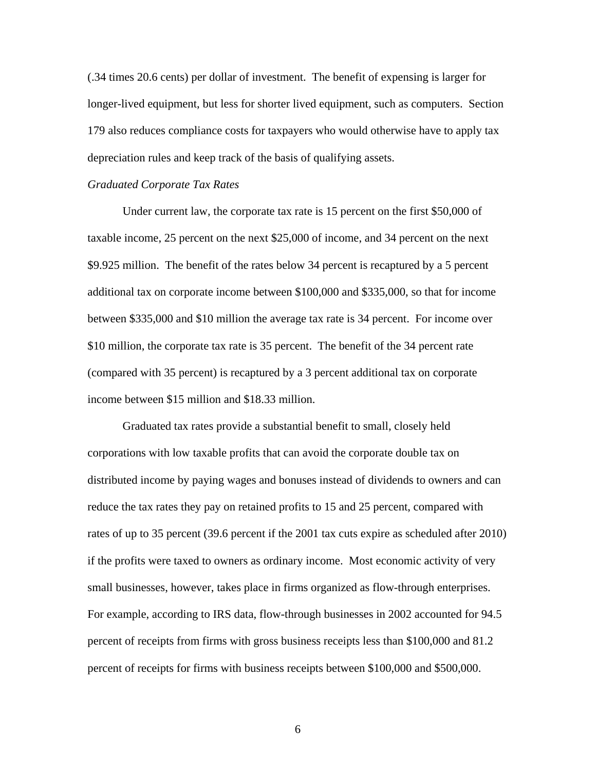(.34 times 20.6 cents) per dollar of investment. The benefit of expensing is larger for longer-lived equipment, but less for shorter lived equipment, such as computers. Section 179 also reduces compliance costs for taxpayers who would otherwise have to apply tax depreciation rules and keep track of the basis of qualifying assets.

*Graduated Corporate Tax Rates*

Under current law, the corporate tax rate is 15 percent on the first $50,000 of taxable income, 25 percent on the next $25,000 of income, and 34 percent on the next $9.925 million. The benefit of the rates below 34 percent is recaptured by a 5 percent additional tax on corporate income between $100,000 and $335,000, so that for income between $335,000 and $10 million the average tax rate is 34 percent. For income over $10 million, the corporate tax rate is 35 percent. The benefit of the 34 percent rate (compared with 35 percent) is recaptured by a 3 percent additional tax on corporate income between $15 million and $18.33 million.

Graduated tax rates provide a substantial benefit to small, closely held corporations with low taxable profits that can avoid the corporate double tax on distributed income by paying wages and bonuses instead of dividends to owners and can reduce the tax rates they pay on retained profits to 15 and 25 percent, compared with rates of up to 35 percent (39.6 percent if the 2001 tax cuts expire as scheduled after 2010) if the profits were taxed to owners as ordinary income. Most economic activity of very small businesses, however, takes place in firms organized as flow-through enterprises. For example, according to IRS data, flow-through businesses in 2002 accounted for 94.5 percent of receipts from firms with gross business receipts less than $100,000 and 81.2 percent of receipts for firms with business receipts between $100,000 and $500,000.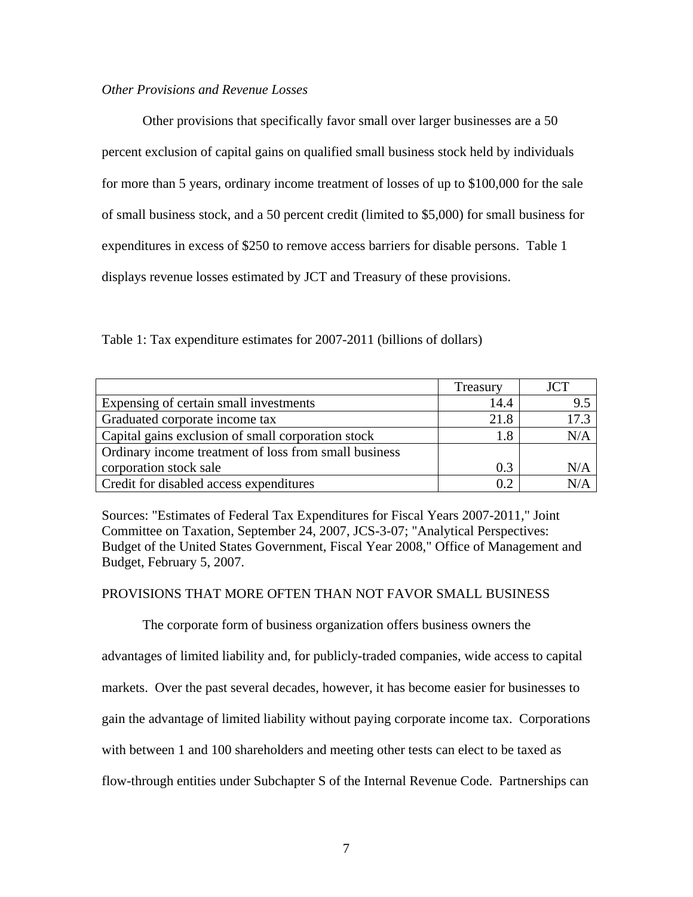*Other Provisions and Revenue Losses*

Other provisions that specifically favor small over larger businesses are a 50 percent exclusion of capital gains on qualified small business stock held by individuals for more than 5 years, ordinary income treatment of losses of up to $100,000 for the sale of small business stock, and a 50 percent credit (limited to $5,000) for small business for expenditures in excess of $250 to remove access barriers for disable persons. Table 1 displays revenue losses estimated by JCT and Treasury of these provisions.

Table 1: Tax expenditure estimates for 2007-2011 (billions of dollars)

| | Treasury | JCT |
|---|---|---|
| Expensing of certain small investments | 14.4 | 9.5 |
| Graduated corporate income tax | 21.8 | 17.3 |
| Capital gains exclusion of small corporation stock | 1.8 | N/A |
| Ordinary income treatment of loss from small business corporation stock sale | 0.3 | N/A |
| Credit for disabled access expenditures | 0.2 | N/A |

Sources: "Estimates of Federal Tax Expenditures for Fiscal Years 2007-2011," Joint Committee on Taxation, September 24, 2007, JCS-3-07; "Analytical Perspectives: Budget of the United States Government, Fiscal Year 2008," Office of Management and Budget, February 5, 2007.

## PROVISIONS THAT MORE OFTEN THAN NOT FAVOR SMALL BUSINESS

The corporate form of business organization offers business owners the advantages of limited liability and, for publicly-traded companies, wide access to capital markets. Over the past several decades, however, it has become easier for businesses to gain the advantage of limited liability without paying corporate income tax. Corporations with between 1 and 100 shareholders and meeting other tests can elect to be taxed as flow-through entities under Subchapter S of the Internal Revenue Code. Partnerships can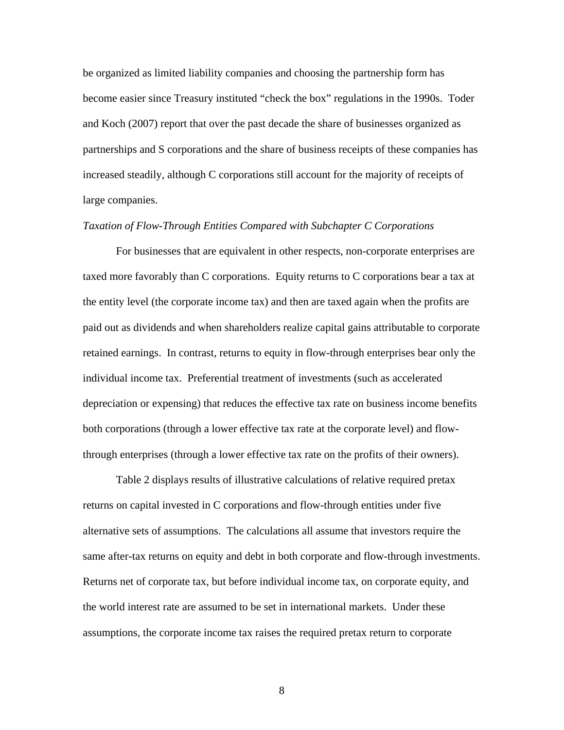be organized as limited liability companies and choosing the partnership form has become easier since Treasury instituted "check the box" regulations in the 1990s. Toder and Koch (2007) report that over the past decade the share of businesses organized as partnerships and S corporations and the share of business receipts of these companies has increased steadily, although C corporations still account for the majority of receipts of large companies.

*Taxation of Flow-Through Entities Compared with Subchapter C Corporations*

For businesses that are equivalent in other respects, non-corporate enterprises are taxed more favorably than C corporations. Equity returns to C corporations bear a tax at the entity level (the corporate income tax) and then are taxed again when the profits are paid out as dividends and when shareholders realize capital gains attributable to corporate retained earnings. In contrast, returns to equity in flow-through enterprises bear only the individual income tax. Preferential treatment of investments (such as accelerated depreciation or expensing) that reduces the effective tax rate on business income benefits both corporations (through a lower effective tax rate at the corporate level) and flow-through enterprises (through a lower effective tax rate on the profits of their owners).

Table 2 displays results of illustrative calculations of relative required pretax returns on capital invested in C corporations and flow-through entities under five alternative sets of assumptions. The calculations all assume that investors require the same after-tax returns on equity and debt in both corporate and flow-through investments. Returns net of corporate tax, but before individual income tax, on corporate equity, and the world interest rate are assumed to be set in international markets. Under these assumptions, the corporate income tax raises the required pretax return to corporate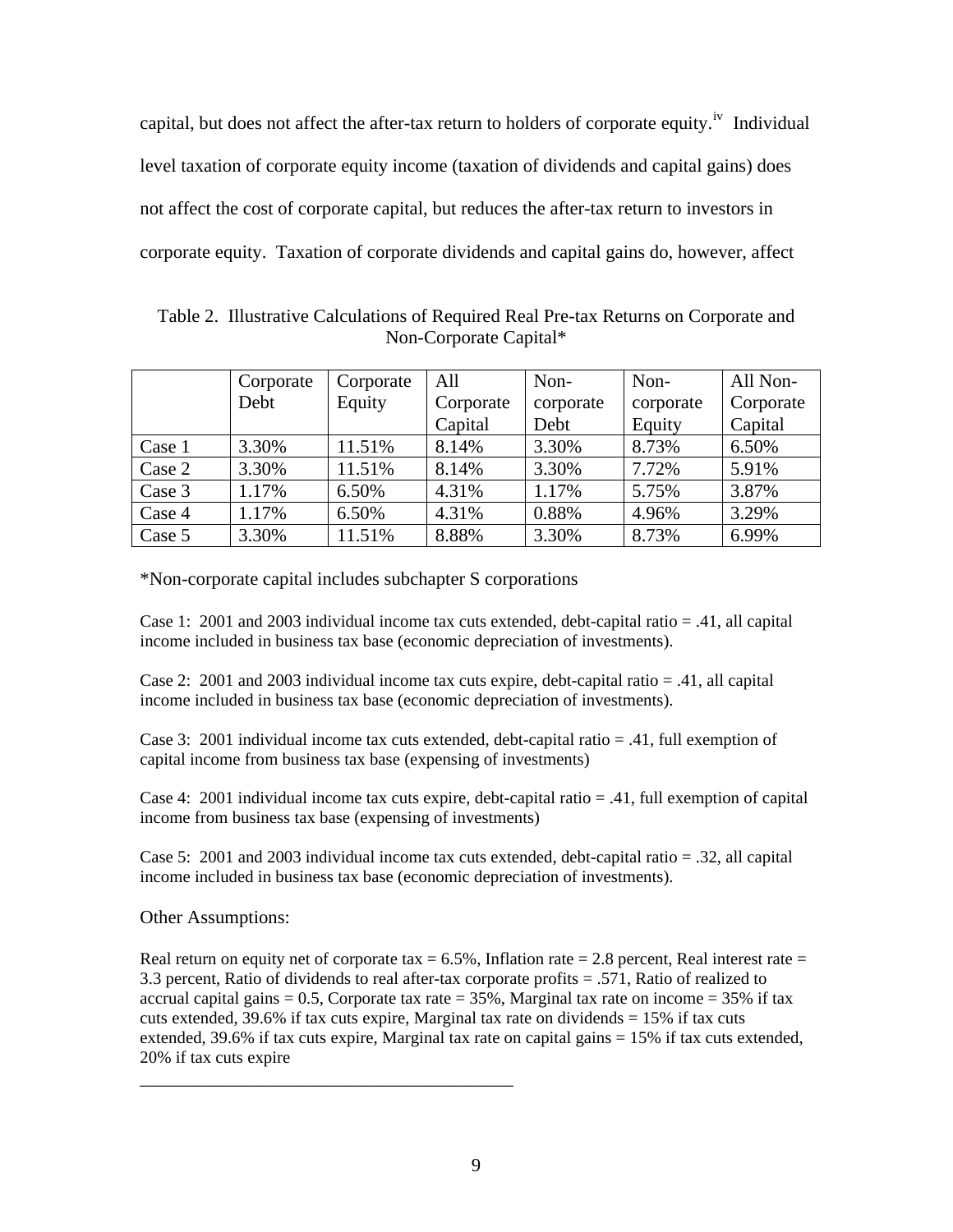capital, but does not affect the after-tax return to holders of corporate equity.[iv] Individual level taxation of corporate equity income (taxation of dividends and capital gains) does not affect the cost of corporate capital, but reduces the after-tax return to investors in corporate equity. Taxation of corporate dividends and capital gains do, however, affect

Table 2. Illustrative Calculations of Required Real Pre-tax Returns on Corporate and Non-Corporate Capital*

| | Corporate Debt | Corporate Equity | All Corporate Capital | Non-corporate Debt | Non-corporate Equity | All Non-Corporate Capital |
|---|---|---|---|---|---|---|
| Case 1 | 3.30% | 11.51% | 8.14% | 3.30% | 8.73% | 6.50% |
| Case 2 | 3.30% | 11.51% | 8.14% | 3.30% | 7.72% | 5.91% |
| Case 3 | 1.17% | 6.50% | 4.31% | 1.17% | 5.75% | 3.87% |
| Case 4 | 1.17% | 6.50% | 4.31% | 0.88% | 4.96% | 3.29% |
| Case 5 | 3.30% | 11.51% | 8.88% | 3.30% | 8.73% | 6.99% |

*Non-corporate capital includes subchapter S corporations

Case 1: 2001 and 2003 individual income tax cuts extended, debt-capital ratio = .41, all capital income included in business tax base (economic depreciation of investments).

Case 2: 2001 and 2003 individual income tax cuts expire, debt-capital ratio = .41, all capital income included in business tax base (economic depreciation of investments).

Case 3: 2001 individual income tax cuts extended, debt-capital ratio = .41, full exemption of capital income from business tax base (expensing of investments)

Case 4: 2001 individual income tax cuts expire, debt-capital ratio = .41, full exemption of capital income from business tax base (expensing of investments)

Case 5: 2001 and 2003 individual income tax cuts extended, debt-capital ratio = .32, all capital income included in business tax base (economic depreciation of investments).

Other Assumptions:

Real return on equity net of corporate tax = 6.5%, Inflation rate = 2.8 percent, Real interest rate = 3.3 percent, Ratio of dividends to real after-tax corporate profits = .571, Ratio of realized to accrual capital gains = 0.5, Corporate tax rate = 35%, Marginal tax rate on income = 35% if tax cuts extended, 39.6% if tax cuts expire, Marginal tax rate on dividends = 15% if tax cuts extended, 39.6% if tax cuts expire, Marginal tax rate on capital gains = 15% if tax cuts extended, 20% if tax cuts expire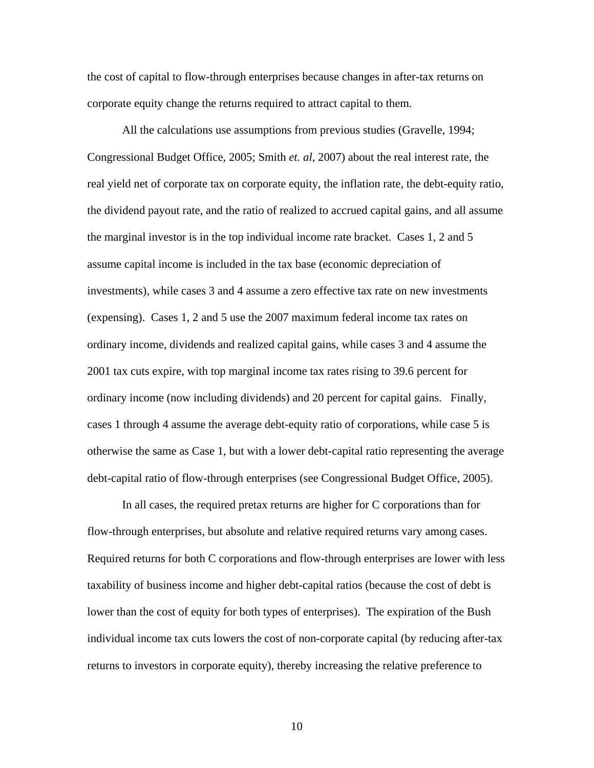the cost of capital to flow-through enterprises because changes in after-tax returns on corporate equity change the returns required to attract capital to them.

All the calculations use assumptions from previous studies (Gravelle, 1994; Congressional Budget Office, 2005; Smith *et. al*, 2007) about the real interest rate, the real yield net of corporate tax on corporate equity, the inflation rate, the debt-equity ratio, the dividend payout rate, and the ratio of realized to accrued capital gains, and all assume the marginal investor is in the top individual income rate bracket. Cases 1, 2 and 5 assume capital income is included in the tax base (economic depreciation of investments), while cases 3 and 4 assume a zero effective tax rate on new investments (expensing). Cases 1, 2 and 5 use the 2007 maximum federal income tax rates on ordinary income, dividends and realized capital gains, while cases 3 and 4 assume the 2001 tax cuts expire, with top marginal income tax rates rising to 39.6 percent for ordinary income (now including dividends) and 20 percent for capital gains. Finally, cases 1 through 4 assume the average debt-equity ratio of corporations, while case 5 is otherwise the same as Case 1, but with a lower debt-capital ratio representing the average debt-capital ratio of flow-through enterprises (see Congressional Budget Office, 2005).

In all cases, the required pretax returns are higher for C corporations than for flow-through enterprises, but absolute and relative required returns vary among cases. Required returns for both C corporations and flow-through enterprises are lower with less taxability of business income and higher debt-capital ratios (because the cost of debt is lower than the cost of equity for both types of enterprises). The expiration of the Bush individual income tax cuts lowers the cost of non-corporate capital (by reducing after-tax returns to investors in corporate equity), thereby increasing the relative preference to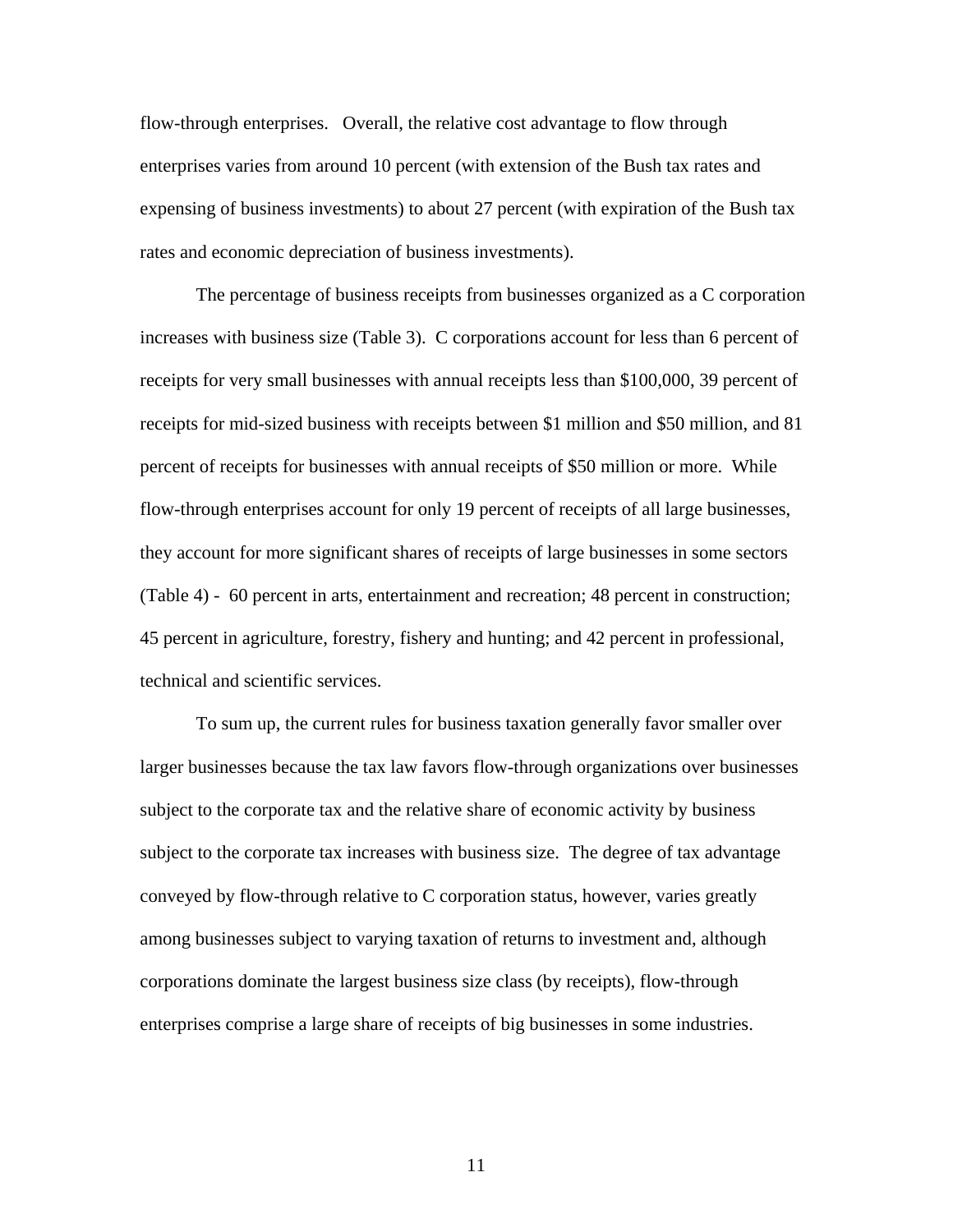flow-through enterprises. Overall, the relative cost advantage to flow through enterprises varies from around 10 percent (with extension of the Bush tax rates and expensing of business investments) to about 27 percent (with expiration of the Bush tax rates and economic depreciation of business investments).

The percentage of business receipts from businesses organized as a C corporation increases with business size (Table 3). C corporations account for less than 6 percent of receipts for very small businesses with annual receipts less than $100,000, 39 percent of receipts for mid-sized business with receipts between $1 million and $50 million, and 81 percent of receipts for businesses with annual receipts of $50 million or more. While flow-through enterprises account for only 19 percent of receipts of all large businesses, they account for more significant shares of receipts of large businesses in some sectors (Table 4) - 60 percent in arts, entertainment and recreation; 48 percent in construction; 45 percent in agriculture, forestry, fishery and hunting; and 42 percent in professional, technical and scientific services.

To sum up, the current rules for business taxation generally favor smaller over larger businesses because the tax law favors flow-through organizations over businesses subject to the corporate tax and the relative share of economic activity by business subject to the corporate tax increases with business size. The degree of tax advantage conveyed by flow-through relative to C corporation status, however, varies greatly among businesses subject to varying taxation of returns to investment and, although corporations dominate the largest business size class (by receipts), flow-through enterprises comprise a large share of receipts of big businesses in some industries.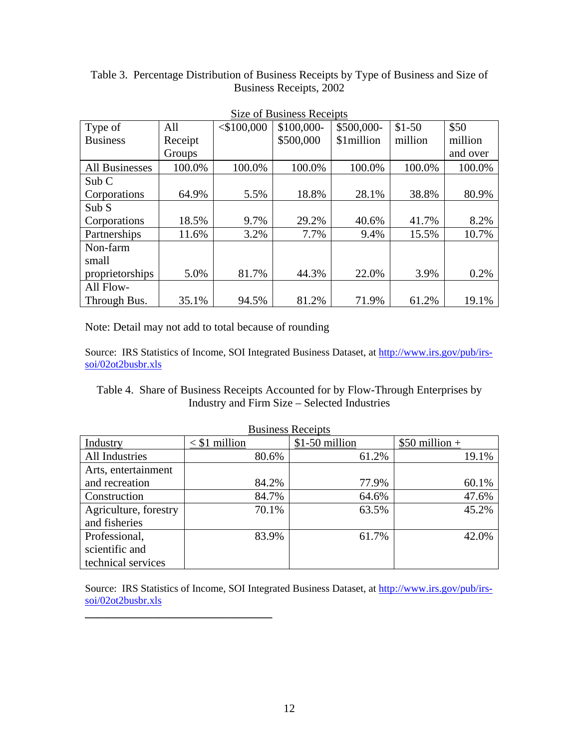Table 3. Percentage Distribution of Business Receipts by Type of Business and Size of Business Receipts, 2002

| | Size of Business Receipts | | | | | |
|---|---|---|---|---|---|---|
| Type of Business | All Receipt Groups | <$100,000 | $100,000-$500,000 | $500,000-$1million | $1-50 million | $50 million and over |
| All Businesses | 100.0% | 100.0% | 100.0% | 100.0% | 100.0% | 100.0% |
| Sub C Corporations | 64.9% | 5.5% | 18.8% | 28.1% | 38.8% | 80.9% |
| Sub S Corporations | 18.5% | 9.7% | 29.2% | 40.6% | 41.7% | 8.2% |
| Partnerships | 11.6% | 3.2% | 7.7% | 9.4% | 15.5% | 10.7% |
| Non-farm small proprietorships | 5.0% | 81.7% | 44.3% | 22.0% | 3.9% | 0.2% |
| All Flow-Through Bus. | 35.1% | 94.5% | 81.2% | 71.9% | 61.2% | 19.1% |

Note: Detail may not add to total because of rounding

Source: IRS Statistics of Income, SOI Integrated Business Dataset, at http://www.irs.gov/pub/irs-soi/02ot2busbr.xls

Table 4. Share of Business Receipts Accounted for by Flow-Through Enterprises by Industry and Firm Size – Selected Industries

| | Business Receipts | | |
|---|---|---|---|
| Industry | < $1 million | $1-50 million | $50 million + |
| All Industries | 80.6% | 61.2% | 19.1% |
| Arts, entertainment and recreation | 84.2% | 77.9% | 60.1% |
| Construction | 84.7% | 64.6% | 47.6% |
| Agriculture, forestry and fisheries | 70.1% | 63.5% | 45.2% |
| Professional, scientific and technical services | 83.9% | 61.7% | 42.0% |

Source: IRS Statistics of Income, SOI Integrated Business Dataset, at http://www.irs.gov/pub/irs-soi/02ot2busbr.xls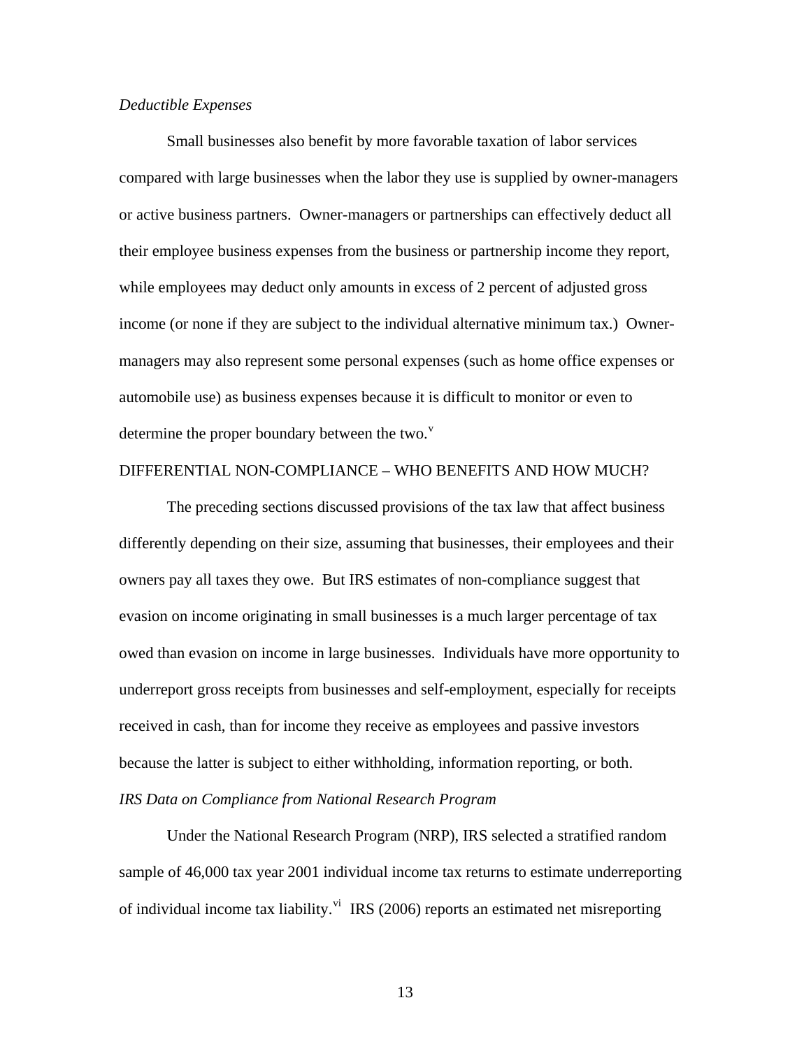*Deductible Expenses*

Small businesses also benefit by more favorable taxation of labor services compared with large businesses when the labor they use is supplied by owner-managers or active business partners. Owner-managers or partnerships can effectively deduct all their employee business expenses from the business or partnership income they report, while employees may deduct only amounts in excess of 2 percent of adjusted gross income (or none if they are subject to the individual alternative minimum tax.) Owner-managers may also represent some personal expenses (such as home office expenses or automobile use) as business expenses because it is difficult to monitor or even to determine the proper boundary between the two.[v]

## DIFFERENTIAL NON-COMPLIANCE – WHO BENEFITS AND HOW MUCH?

The preceding sections discussed provisions of the tax law that affect business differently depending on their size, assuming that businesses, their employees and their owners pay all taxes they owe. But IRS estimates of non-compliance suggest that evasion on income originating in small businesses is a much larger percentage of tax owed than evasion on income in large businesses. Individuals have more opportunity to underreport gross receipts from businesses and self-employment, especially for receipts received in cash, than for income they receive as employees and passive investors because the latter is subject to either withholding, information reporting, or both.

*IRS Data on Compliance from National Research Program*

Under the National Research Program (NRP), IRS selected a stratified random sample of 46,000 tax year 2001 individual income tax returns to estimate underreporting of individual income tax liability.[vi] IRS (2006) reports an estimated net misreporting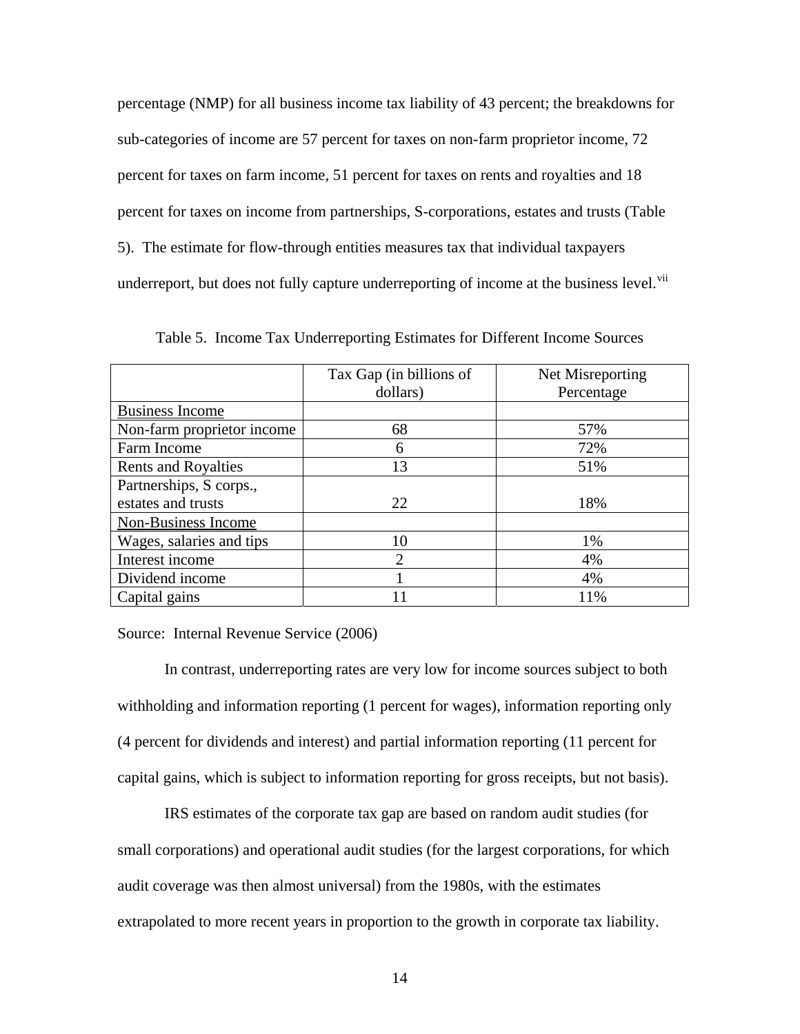percentage (NMP) for all business income tax liability of 43 percent; the breakdowns for sub-categories of income are 57 percent for taxes on non-farm proprietor income, 72 percent for taxes on farm income, 51 percent for taxes on rents and royalties and 18 percent for taxes on income from partnerships, S-corporations, estates and trusts (Table 5). The estimate for flow-through entities measures tax that individual taxpayers underreport, but does not fully capture underreporting of income at the business level.[vii]

Table 5. Income Tax Underreporting Estimates for Different Income Sources

| | Tax Gap (in billions of dollars) | Net Misreporting Percentage |
|---|---|---|
| Business Income | | |
| Non-farm proprietor income | 68 | 57% |
| Farm Income | 6 | 72% |
| Rents and Royalties | 13 | 51% |
| Partnerships, S corps., estates and trusts | 22 | 18% |
| Non-Business Income | | |
| Wages, salaries and tips | 10 | 1% |
| Interest income | 2 | 4% |
| Dividend income | 1 | 4% |
| Capital gains | 11 | 11% |

Source: Internal Revenue Service (2006)

In contrast, underreporting rates are very low for income sources subject to both withholding and information reporting (1 percent for wages), information reporting only (4 percent for dividends and interest) and partial information reporting (11 percent for capital gains, which is subject to information reporting for gross receipts, but not basis).

IRS estimates of the corporate tax gap are based on random audit studies (for small corporations) and operational audit studies (for the largest corporations, for which audit coverage was then almost universal) from the 1980s, with the estimates extrapolated to more recent years in proportion to the growth in corporate tax liability.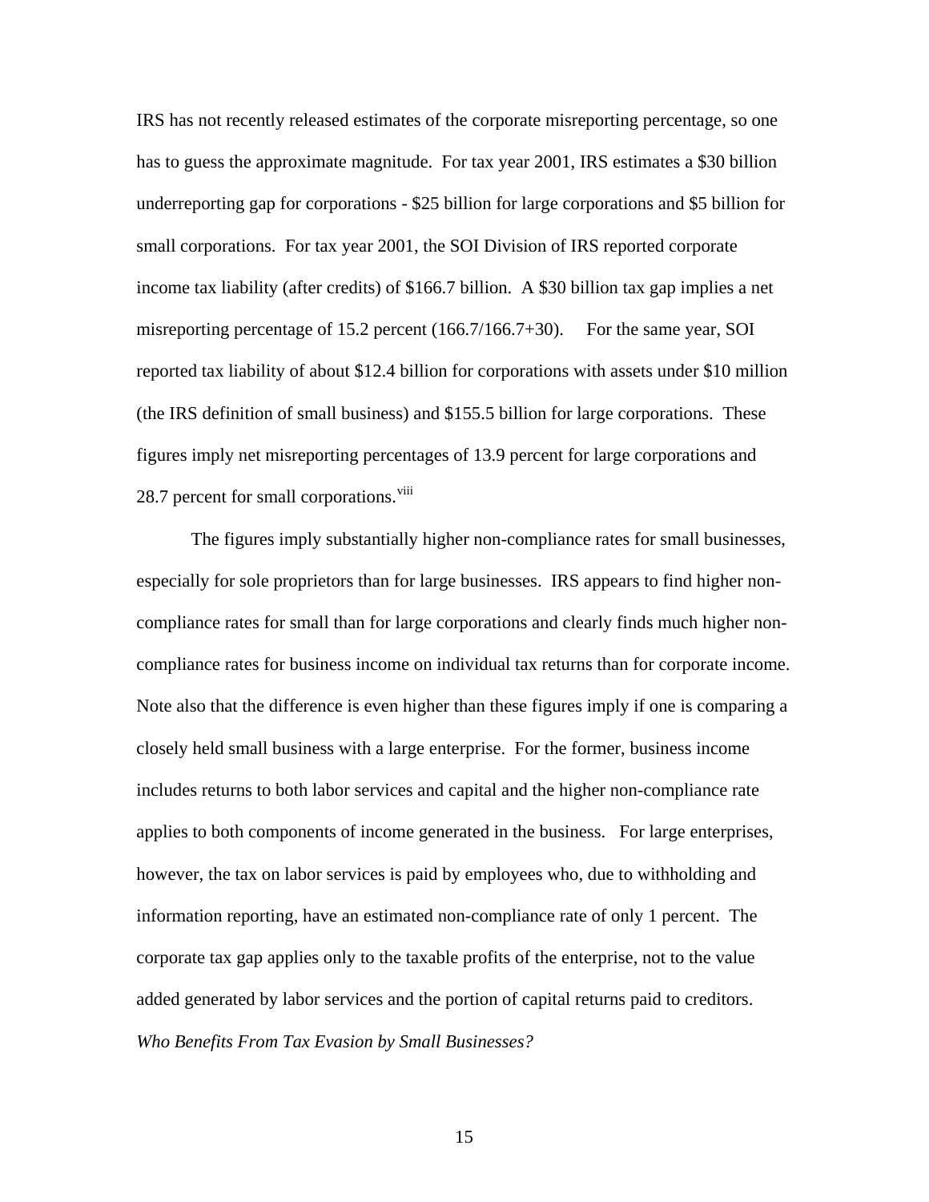IRS has not recently released estimates of the corporate misreporting percentage, so one has to guess the approximate magnitude. For tax year 2001, IRS estimates a $30 billion underreporting gap for corporations - $25 billion for large corporations and $5 billion for small corporations. For tax year 2001, the SOI Division of IRS reported corporate income tax liability (after credits) of $166.7 billion. A $30 billion tax gap implies a net misreporting percentage of 15.2 percent (166.7/166.7+30). For the same year, SOI reported tax liability of about $12.4 billion for corporations with assets under $10 million (the IRS definition of small business) and $155.5 billion for large corporations. These figures imply net misreporting percentages of 13.9 percent for large corporations and 28.7 percent for small corporations.[viii]

The figures imply substantially higher non-compliance rates for small businesses, especially for sole proprietors than for large businesses. IRS appears to find higher non-compliance rates for small than for large corporations and clearly finds much higher non-compliance rates for business income on individual tax returns than for corporate income. Note also that the difference is even higher than these figures imply if one is comparing a closely held small business with a large enterprise. For the former, business income includes returns to both labor services and capital and the higher non-compliance rate applies to both components of income generated in the business. For large enterprises, however, the tax on labor services is paid by employees who, due to withholding and information reporting, have an estimated non-compliance rate of only 1 percent. The corporate tax gap applies only to the taxable profits of the enterprise, not to the value added generated by labor services and the portion of capital returns paid to creditors.

*Who Benefits From Tax Evasion by Small Businesses?*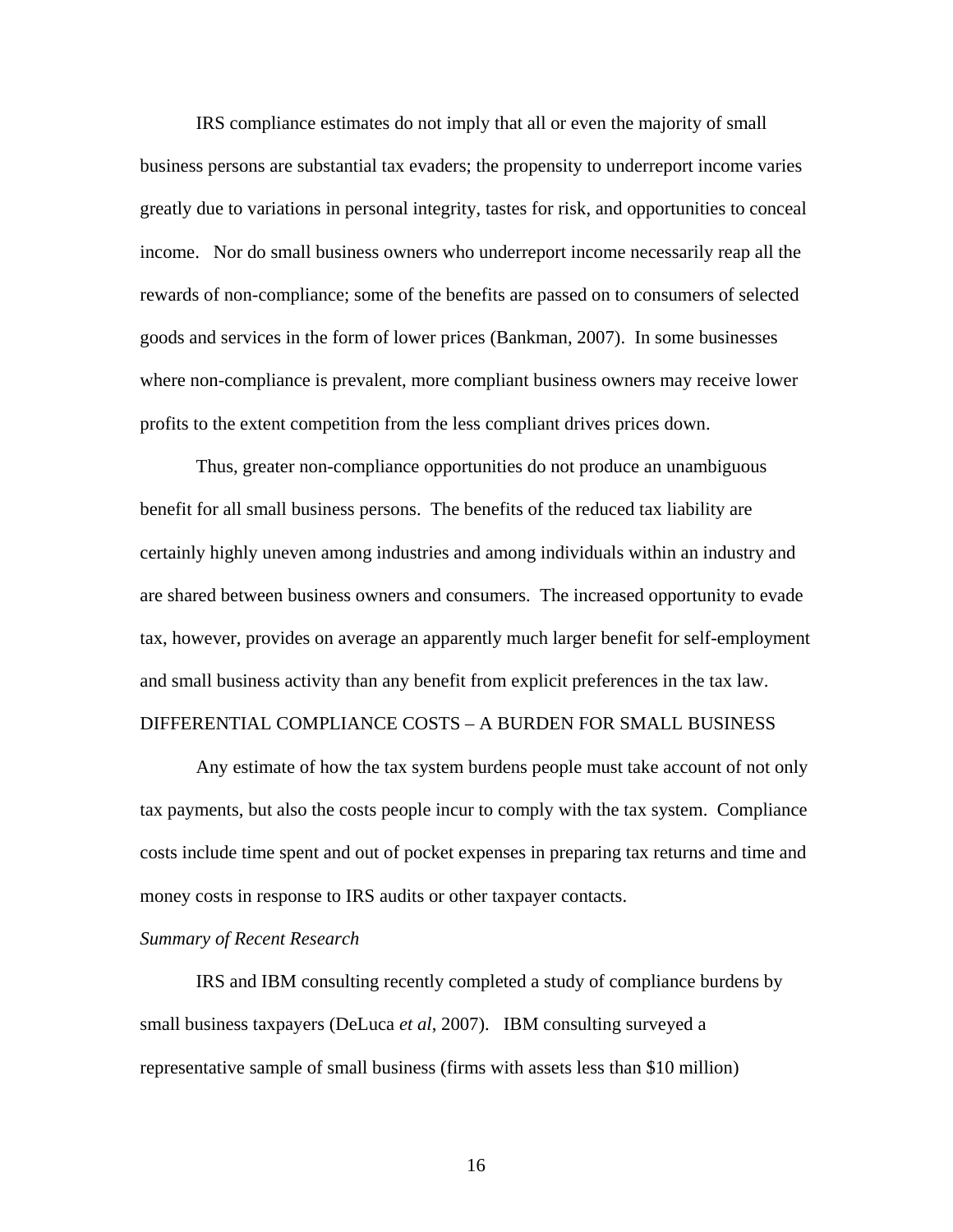IRS compliance estimates do not imply that all or even the majority of small business persons are substantial tax evaders; the propensity to underreport income varies greatly due to variations in personal integrity, tastes for risk, and opportunities to conceal income. Nor do small business owners who underreport income necessarily reap all the rewards of non-compliance; some of the benefits are passed on to consumers of selected goods and services in the form of lower prices (Bankman, 2007). In some businesses where non-compliance is prevalent, more compliant business owners may receive lower profits to the extent competition from the less compliant drives prices down.

Thus, greater non-compliance opportunities do not produce an unambiguous benefit for all small business persons. The benefits of the reduced tax liability are certainly highly uneven among industries and among individuals within an industry and are shared between business owners and consumers. The increased opportunity to evade tax, however, provides on average an apparently much larger benefit for self-employment and small business activity than any benefit from explicit preferences in the tax law.

## DIFFERENTIAL COMPLIANCE COSTS – A BURDEN FOR SMALL BUSINESS

Any estimate of how the tax system burdens people must take account of not only tax payments, but also the costs people incur to comply with the tax system. Compliance costs include time spent and out of pocket expenses in preparing tax returns and time and money costs in response to IRS audits or other taxpayer contacts.

### *Summary of Recent Research*

IRS and IBM consulting recently completed a study of compliance burdens by small business taxpayers (DeLuca *et al*, 2007). IBM consulting surveyed a representative sample of small business (firms with assets less than $10 million)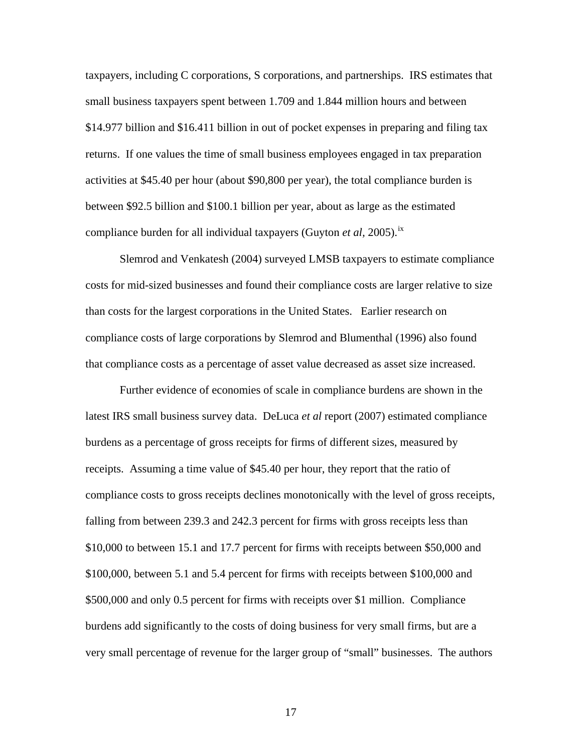taxpayers, including C corporations, S corporations, and partnerships. IRS estimates that small business taxpayers spent between 1.709 and 1.844 million hours and between $14.977 billion and $16.411 billion in out of pocket expenses in preparing and filing tax returns. If one values the time of small business employees engaged in tax preparation activities at $45.40 per hour (about $90,800 per year), the total compliance burden is between $92.5 billion and $100.1 billion per year, about as large as the estimated compliance burden for all individual taxpayers (Guyton *et al*, 2005).[ix]

Slemrod and Venkatesh (2004) surveyed LMSB taxpayers to estimate compliance costs for mid-sized businesses and found their compliance costs are larger relative to size than costs for the largest corporations in the United States. Earlier research on compliance costs of large corporations by Slemrod and Blumenthal (1996) also found that compliance costs as a percentage of asset value decreased as asset size increased.

Further evidence of economies of scale in compliance burdens are shown in the latest IRS small business survey data. DeLuca *et al* report (2007) estimated compliance burdens as a percentage of gross receipts for firms of different sizes, measured by receipts. Assuming a time value of $45.40 per hour, they report that the ratio of compliance costs to gross receipts declines monotonically with the level of gross receipts, falling from between 239.3 and 242.3 percent for firms with gross receipts less than $10,000 to between 15.1 and 17.7 percent for firms with receipts between $50,000 and $100,000, between 5.1 and 5.4 percent for firms with receipts between $100,000 and $500,000 and only 0.5 percent for firms with receipts over $1 million. Compliance burdens add significantly to the costs of doing business for very small firms, but are a very small percentage of revenue for the larger group of "small" businesses. The authors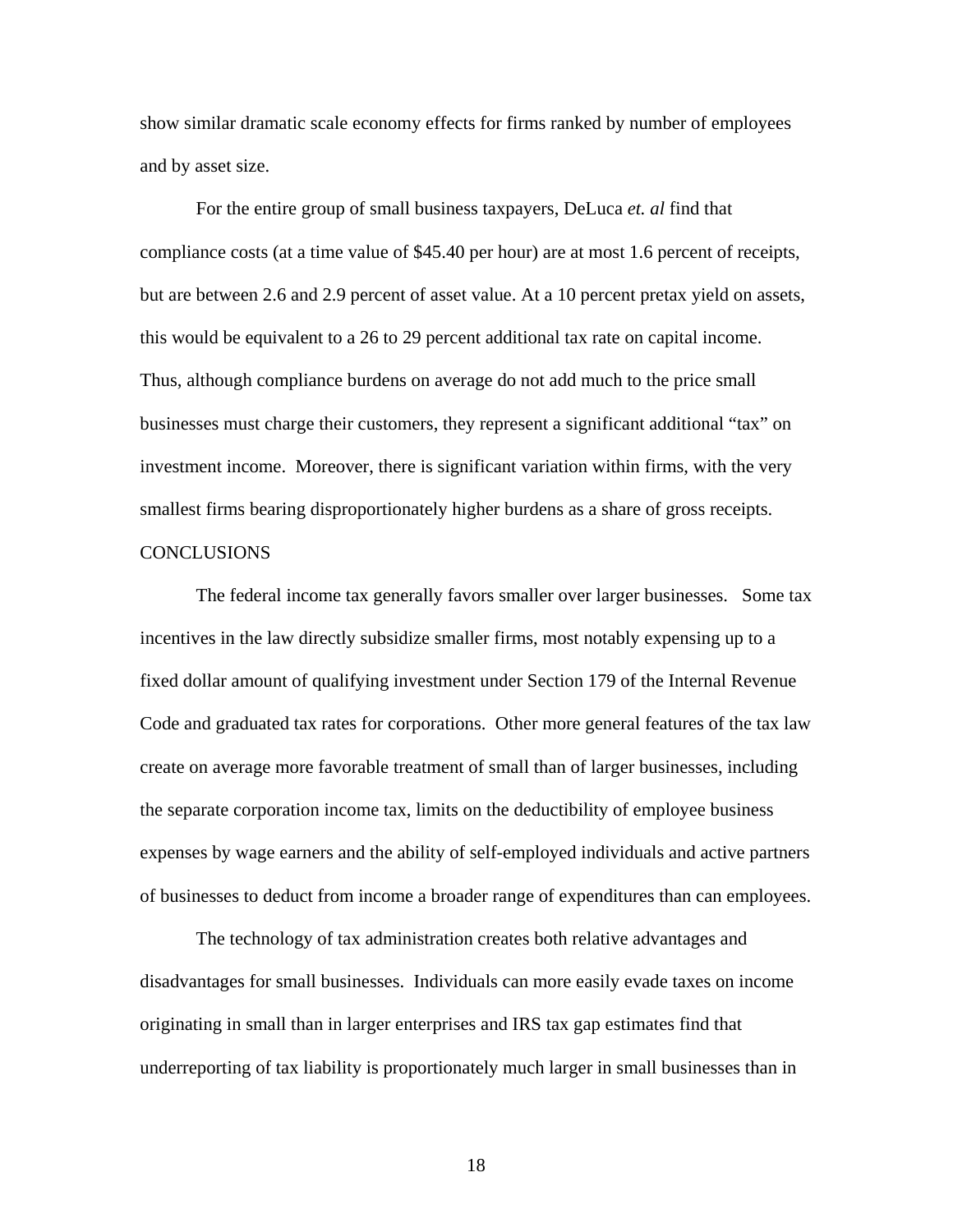show similar dramatic scale economy effects for firms ranked by number of employees and by asset size.

For the entire group of small business taxpayers, DeLuca *et. al* find that compliance costs (at a time value of $45.40 per hour) are at most 1.6 percent of receipts, but are between 2.6 and 2.9 percent of asset value. At a 10 percent pretax yield on assets, this would be equivalent to a 26 to 29 percent additional tax rate on capital income. Thus, although compliance burdens on average do not add much to the price small businesses must charge their customers, they represent a significant additional "tax" on investment income. Moreover, there is significant variation within firms, with the very smallest firms bearing disproportionately higher burdens as a share of gross receipts.

## CONCLUSIONS

The federal income tax generally favors smaller over larger businesses. Some tax incentives in the law directly subsidize smaller firms, most notably expensing up to a fixed dollar amount of qualifying investment under Section 179 of the Internal Revenue Code and graduated tax rates for corporations. Other more general features of the tax law create on average more favorable treatment of small than of larger businesses, including the separate corporation income tax, limits on the deductibility of employee business expenses by wage earners and the ability of self-employed individuals and active partners of businesses to deduct from income a broader range of expenditures than can employees.

The technology of tax administration creates both relative advantages and disadvantages for small businesses. Individuals can more easily evade taxes on income originating in small than in larger enterprises and IRS tax gap estimates find that underreporting of tax liability is proportionately much larger in small businesses than in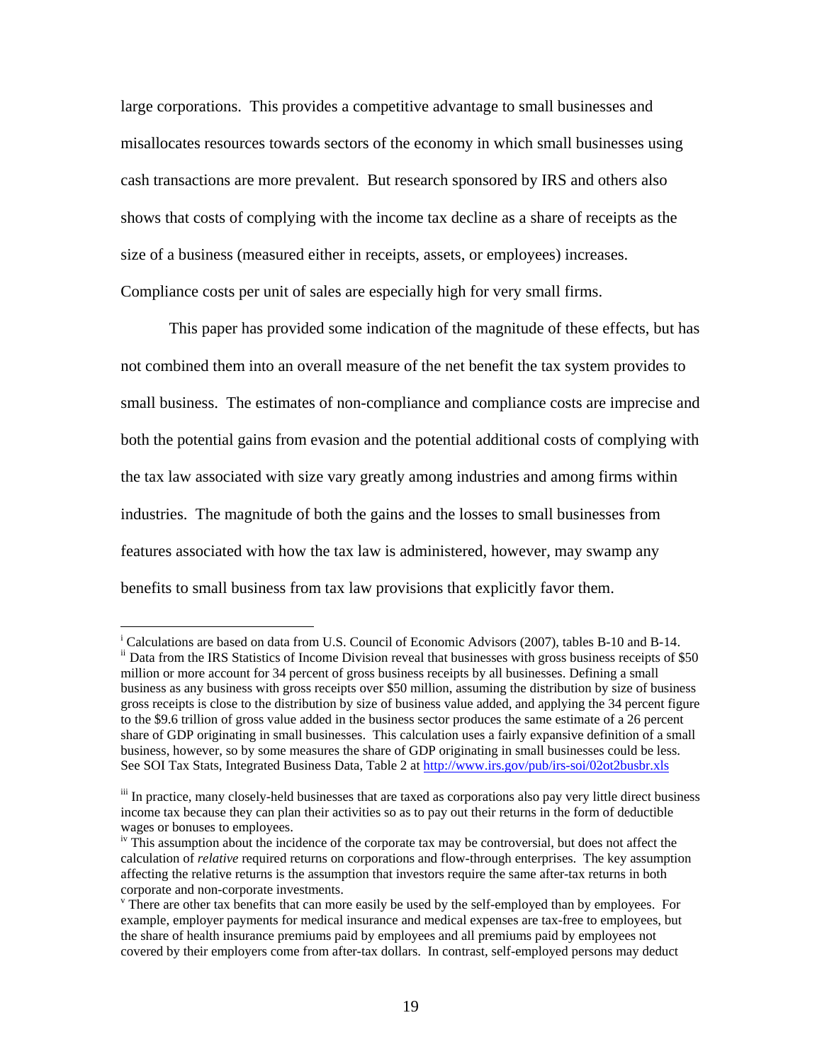large corporations. This provides a competitive advantage to small businesses and misallocates resources towards sectors of the economy in which small businesses using cash transactions are more prevalent. But research sponsored by IRS and others also shows that costs of complying with the income tax decline as a share of receipts as the size of a business (measured either in receipts, assets, or employees) increases. Compliance costs per unit of sales are especially high for very small firms.

This paper has provided some indication of the magnitude of these effects, but has not combined them into an overall measure of the net benefit the tax system provides to small business. The estimates of non-compliance and compliance costs are imprecise and both the potential gains from evasion and the potential additional costs of complying with the tax law associated with size vary greatly among industries and among firms within industries. The magnitude of both the gains and the losses to small businesses from features associated with how the tax law is administered, however, may swamp any benefits to small business from tax law provisions that explicitly favor them.

---

[i] Calculations are based on data from U.S. Council of Economic Advisors (2007), tables B-10 and B-14.

[ii] Data from the IRS Statistics of Income Division reveal that businesses with gross business receipts of $50 million or more account for 34 percent of gross business receipts by all businesses. Defining a small business as any business with gross receipts over $50 million, assuming the distribution by size of business gross receipts is close to the distribution by size of business value added, and applying the 34 percent figure to the $9.6 trillion of gross value added in the business sector produces the same estimate of a 26 percent share of GDP originating in small businesses. This calculation uses a fairly expansive definition of a small business, however, so by some measures the share of GDP originating in small businesses could be less. See SOI Tax Stats, Integrated Business Data, Table 2 at [http://www.irs.gov/pub/irs-soi/02ot2busbr.xls](http://www.irs.gov/pub/irs-soi/02ot2busbr.xls)

[iii] In practice, many closely-held businesses that are taxed as corporations also pay very little direct business income tax because they can plan their activities so as to pay out their returns in the form of deductible wages or bonuses to employees.

[iv] This assumption about the incidence of the corporate tax may be controversial, but does not affect the calculation of *relative* required returns on corporations and flow-through enterprises. The key assumption affecting the relative returns is the assumption that investors require the same after-tax returns in both corporate and non-corporate investments.

[v] There are other tax benefits that can more easily be used by the self-employed than by employees. For example, employer payments for medical insurance and medical expenses are tax-free to employees, but the share of health insurance premiums paid by employees and all premiums paid by employees not covered by their employers come from after-tax dollars. In contrast, self-employed persons may deduct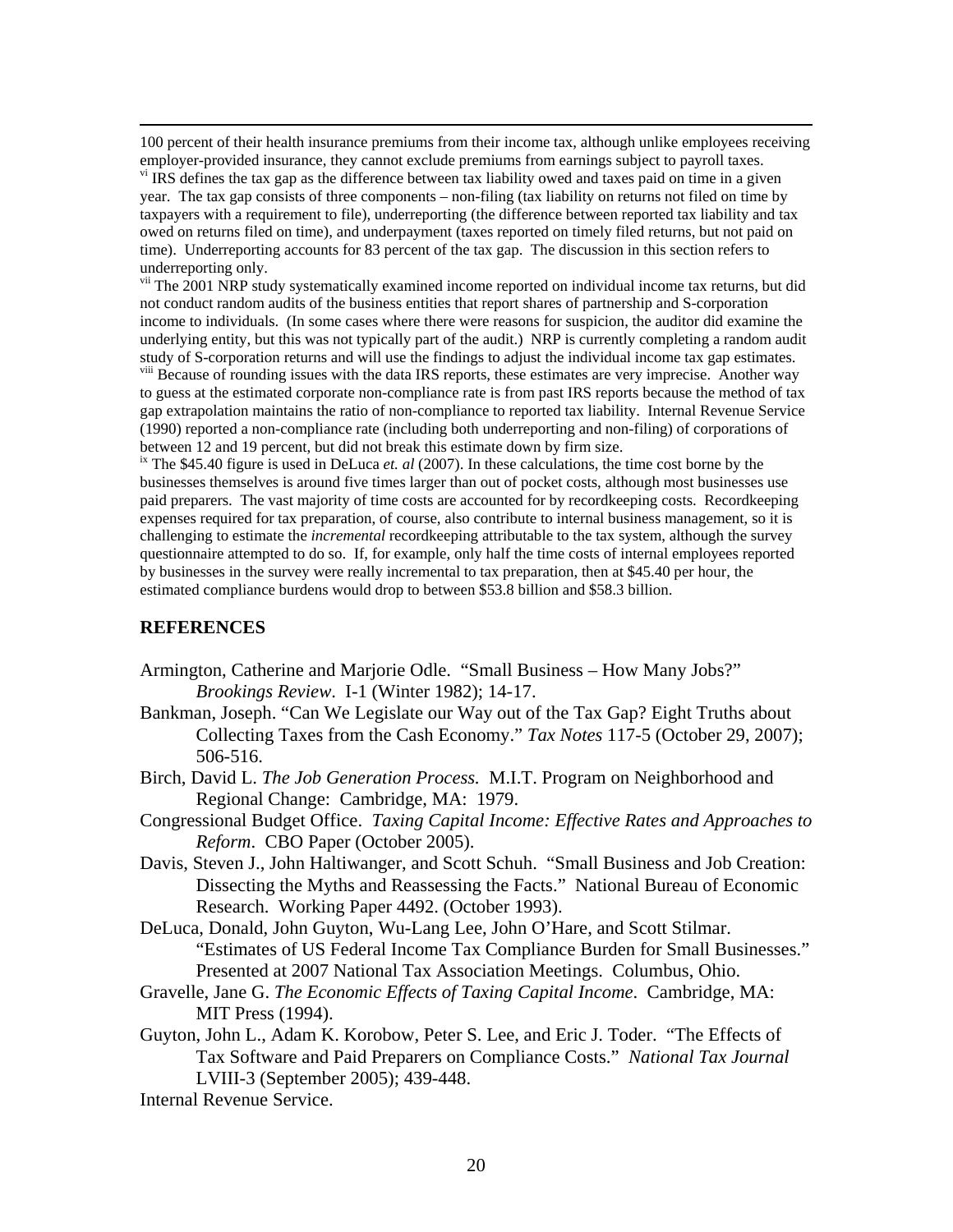100 percent of their health insurance premiums from their income tax, although unlike employees receiving employer-provided insurance, they cannot exclude premiums from earnings subject to payroll taxes.

[vi] IRS defines the tax gap as the difference between tax liability owed and taxes paid on time in a given year. The tax gap consists of three components – non-filing (tax liability on returns not filed on time by taxpayers with a requirement to file), underreporting (the difference between reported tax liability and tax owed on returns filed on time), and underpayment (taxes reported on timely filed returns, but not paid on time). Underreporting accounts for 83 percent of the tax gap. The discussion in this section refers to underreporting only.

[vii] The 2001 NRP study systematically examined income reported on individual income tax returns, but did not conduct random audits of the business entities that report shares of partnership and S-corporation income to individuals. (In some cases where there were reasons for suspicion, the auditor did examine the underlying entity, but this was not typically part of the audit.) NRP is currently completing a random audit study of S-corporation returns and will use the findings to adjust the individual income tax gap estimates.

[viii] Because of rounding issues with the data IRS reports, these estimates are very imprecise. Another way to guess at the estimated corporate non-compliance rate is from past IRS reports because the method of tax gap extrapolation maintains the ratio of non-compliance to reported tax liability. Internal Revenue Service (1990) reported a non-compliance rate (including both underreporting and non-filing) of corporations of between 12 and 19 percent, but did not break this estimate down by firm size.

[ix] The $45.40 figure is used in DeLuca *et. al* (2007). In these calculations, the time cost borne by the businesses themselves is around five times larger than out of pocket costs, although most businesses use paid preparers. The vast majority of time costs are accounted for by recordkeeping costs. Recordkeeping expenses required for tax preparation, of course, also contribute to internal business management, so it is challenging to estimate the *incremental* recordkeeping attributable to the tax system, although the survey questionnaire attempted to do so. If, for example, only half the time costs of internal employees reported by businesses in the survey were really incremental to tax preparation, then at $45.40 per hour, the estimated compliance burdens would drop to between $53.8 billion and $58.3 billion.

## REFERENCES

Armington, Catherine and Marjorie Odle. "Small Business – How Many Jobs?" *Brookings Review*. I-1 (Winter 1982); 14-17.

Bankman, Joseph. "Can We Legislate our Way out of the Tax Gap? Eight Truths about Collecting Taxes from the Cash Economy." *Tax Notes* 117-5 (October 29, 2007); 506-516.

Birch, David L. *The Job Generation Process.* M.I.T. Program on Neighborhood and Regional Change: Cambridge, MA: 1979.

Congressional Budget Office. *Taxing Capital Income: Effective Rates and Approaches to Reform*. CBO Paper (October 2005).

Davis, Steven J., John Haltiwanger, and Scott Schuh. "Small Business and Job Creation: Dissecting the Myths and Reassessing the Facts." National Bureau of Economic Research. Working Paper 4492. (October 1993).

DeLuca, Donald, John Guyton, Wu-Lang Lee, John O'Hare, and Scott Stilmar. "Estimates of US Federal Income Tax Compliance Burden for Small Businesses." Presented at 2007 National Tax Association Meetings. Columbus, Ohio.

Gravelle, Jane G. *The Economic Effects of Taxing Capital Income.* Cambridge, MA: MIT Press (1994).

Guyton, John L., Adam K. Korobow, Peter S. Lee, and Eric J. Toder. "The Effects of Tax Software and Paid Preparers on Compliance Costs." *National Tax Journal* LVIII-3 (September 2005); 439-448.

Internal Revenue Service.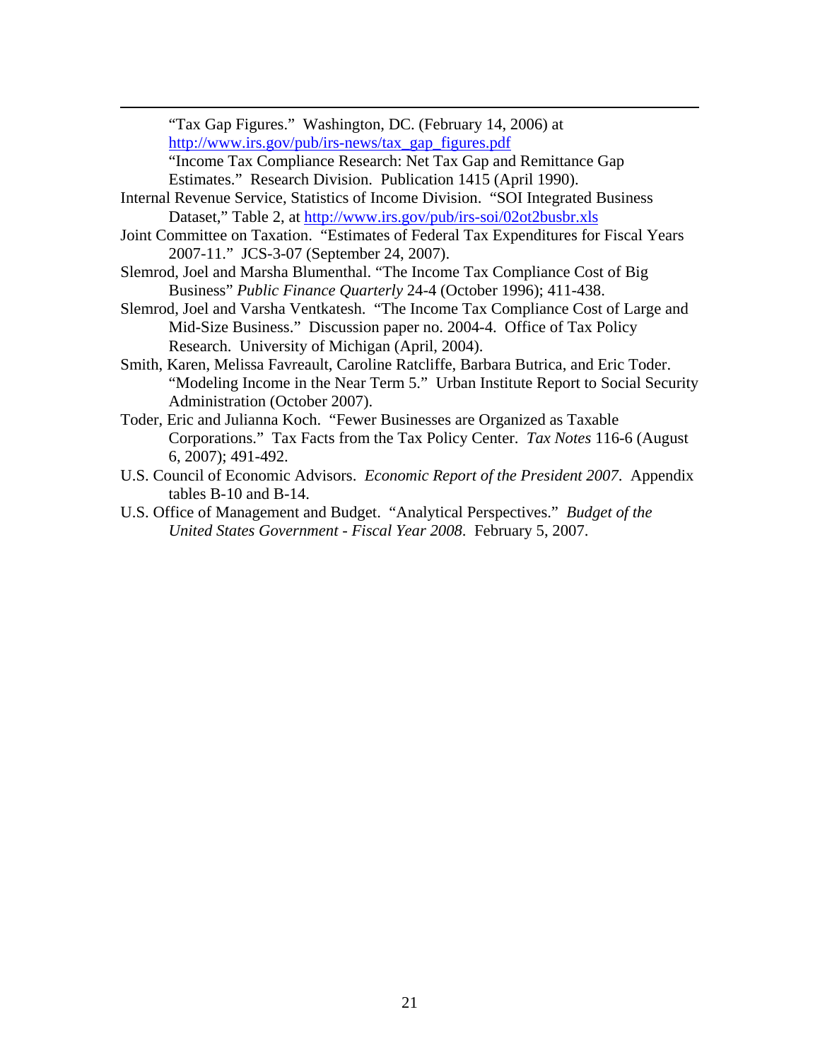"Tax Gap Figures." Washington, DC. (February 14, 2006) at http://www.irs.gov/pub/irs-news/tax_gap_figures.pdf

"Income Tax Compliance Research: Net Tax Gap and Remittance Gap Estimates." Research Division. Publication 1415 (April 1990).

Internal Revenue Service, Statistics of Income Division. "SOI Integrated Business Dataset," Table 2, at http://www.irs.gov/pub/irs-soi/02ot2busbr.xls

Joint Committee on Taxation. "Estimates of Federal Tax Expenditures for Fiscal Years 2007-11." JCS-3-07 (September 24, 2007).

Slemrod, Joel and Marsha Blumenthal. "The Income Tax Compliance Cost of Big Business" *Public Finance Quarterly* 24-4 (October 1996); 411-438.

Slemrod, Joel and Varsha Ventkatesh. "The Income Tax Compliance Cost of Large and Mid-Size Business." Discussion paper no. 2004-4. Office of Tax Policy Research. University of Michigan (April, 2004).

Smith, Karen, Melissa Favreault, Caroline Ratcliffe, Barbara Butrica, and Eric Toder. "Modeling Income in the Near Term 5." Urban Institute Report to Social Security Administration (October 2007).

Toder, Eric and Julianna Koch. "Fewer Businesses are Organized as Taxable Corporations." Tax Facts from the Tax Policy Center. *Tax Notes* 116-6 (August 6, 2007); 491-492.

U.S. Council of Economic Advisors. *Economic Report of the President 2007*. Appendix tables B-10 and B-14.

U.S. Office of Management and Budget. "Analytical Perspectives." *Budget of the United States Government - Fiscal Year 2008*. February 5, 2007.